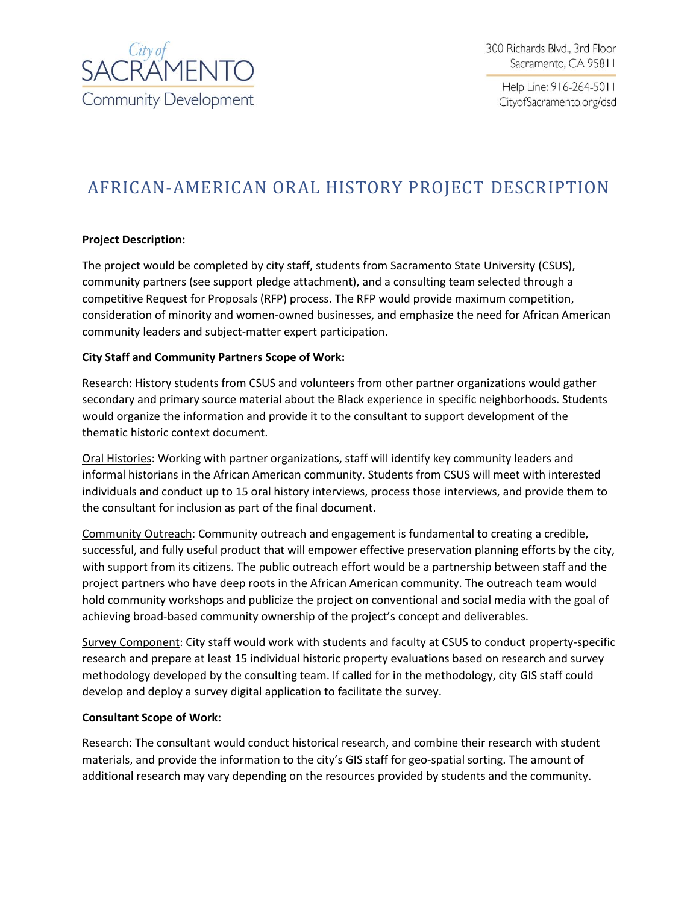City of SACRAMENTO
Community Development

300 Richards Blvd., 3rd Floor
Sacramento, CA 95811

Help Line: 916-264-5011
CityofSacramento.org/dsd

# AFRICAN-AMERICAN ORAL HISTORY PROJECT DESCRIPTION

**Project Description:**

The project would be completed by city staff, students from Sacramento State University (CSUS), community partners (see support pledge attachment), and a consulting team selected through a competitive Request for Proposals (RFP) process. The RFP would provide maximum competition, consideration of minority and women-owned businesses, and emphasize the need for African American community leaders and subject-matter expert participation.

**City Staff and Community Partners Scope of Work:**

Research: History students from CSUS and volunteers from other partner organizations would gather secondary and primary source material about the Black experience in specific neighborhoods. Students would organize the information and provide it to the consultant to support development of the thematic historic context document.

Oral Histories: Working with partner organizations, staff will identify key community leaders and informal historians in the African American community. Students from CSUS will meet with interested individuals and conduct up to 15 oral history interviews, process those interviews, and provide them to the consultant for inclusion as part of the final document.

Community Outreach: Community outreach and engagement is fundamental to creating a credible, successful, and fully useful product that will empower effective preservation planning efforts by the city, with support from its citizens. The public outreach effort would be a partnership between staff and the project partners who have deep roots in the African American community. The outreach team would hold community workshops and publicize the project on conventional and social media with the goal of achieving broad-based community ownership of the project's concept and deliverables.

Survey Component: City staff would work with students and faculty at CSUS to conduct property-specific research and prepare at least 15 individual historic property evaluations based on research and survey methodology developed by the consulting team. If called for in the methodology, city GIS staff could develop and deploy a survey digital application to facilitate the survey.

**Consultant Scope of Work:**

Research: The consultant would conduct historical research, and combine their research with student materials, and provide the information to the city's GIS staff for geo-spatial sorting. The amount of additional research may vary depending on the resources provided by students and the community.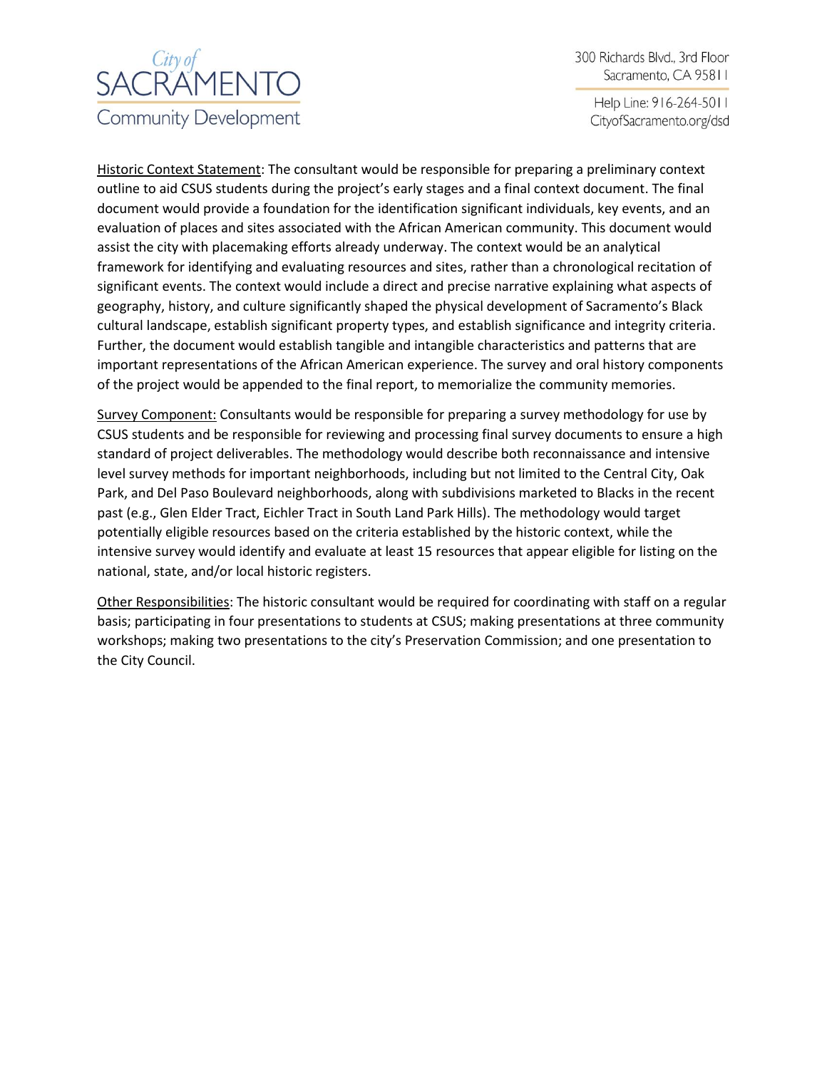Historic Context Statement: The consultant would be responsible for preparing a preliminary context outline to aid CSUS students during the project's early stages and a final context document. The final document would provide a foundation for the identification significant individuals, key events, and an evaluation of places and sites associated with the African American community. This document would assist the city with placemaking efforts already underway. The context would be an analytical framework for identifying and evaluating resources and sites, rather than a chronological recitation of significant events. The context would include a direct and precise narrative explaining what aspects of geography, history, and culture significantly shaped the physical development of Sacramento's Black cultural landscape, establish significant property types, and establish significance and integrity criteria. Further, the document would establish tangible and intangible characteristics and patterns that are important representations of the African American experience. The survey and oral history components of the project would be appended to the final report, to memorialize the community memories.

Survey Component: Consultants would be responsible for preparing a survey methodology for use by CSUS students and be responsible for reviewing and processing final survey documents to ensure a high standard of project deliverables. The methodology would describe both reconnaissance and intensive level survey methods for important neighborhoods, including but not limited to the Central City, Oak Park, and Del Paso Boulevard neighborhoods, along with subdivisions marketed to Blacks in the recent past (e.g., Glen Elder Tract, Eichler Tract in South Land Park Hills). The methodology would target potentially eligible resources based on the criteria established by the historic context, while the intensive survey would identify and evaluate at least 15 resources that appear eligible for listing on the national, state, and/or local historic registers.

Other Responsibilities: The historic consultant would be required for coordinating with staff on a regular basis; participating in four presentations to students at CSUS; making presentations at three community workshops; making two presentations to the city's Preservation Commission; and one presentation to the City Council.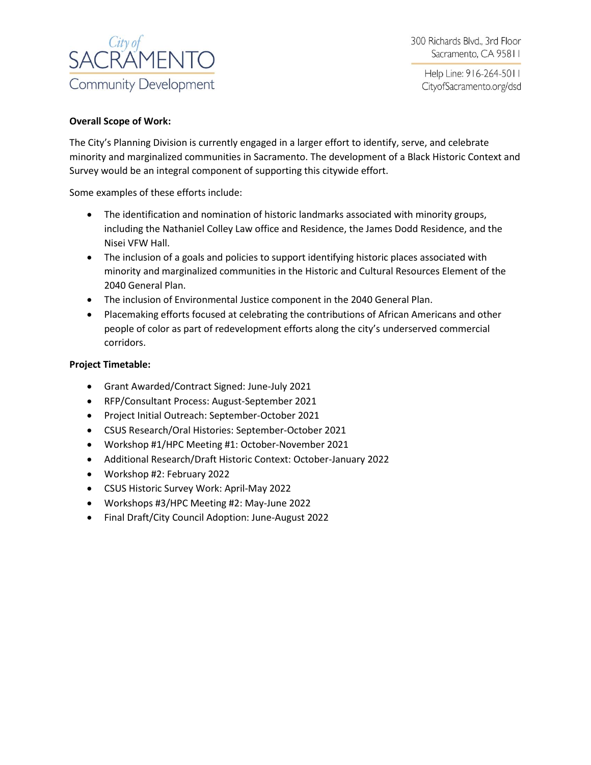**Overall Scope of Work:**

The City's Planning Division is currently engaged in a larger effort to identify, serve, and celebrate minority and marginalized communities in Sacramento. The development of a Black Historic Context and Survey would be an integral component of supporting this citywide effort.

Some examples of these efforts include:

- The identification and nomination of historic landmarks associated with minority groups, including the Nathaniel Colley Law office and Residence, the James Dodd Residence, and the Nisei VFW Hall.
- The inclusion of a goals and policies to support identifying historic places associated with minority and marginalized communities in the Historic and Cultural Resources Element of the 2040 General Plan.
- The inclusion of Environmental Justice component in the 2040 General Plan.
- Placemaking efforts focused at celebrating the contributions of African Americans and other people of color as part of redevelopment efforts along the city's underserved commercial corridors.

**Project Timetable:**

- Grant Awarded/Contract Signed: June-July 2021
- RFP/Consultant Process: August-September 2021
- Project Initial Outreach: September-October 2021
- CSUS Research/Oral Histories: September-October 2021
- Workshop #1/HPC Meeting #1: October-November 2021
- Additional Research/Draft Historic Context: October-January 2022
- Workshop #2: February 2022
- CSUS Historic Survey Work: April-May 2022
- Workshops #3/HPC Meeting #2: May-June 2022
- Final Draft/City Council Adoption: June-August 2022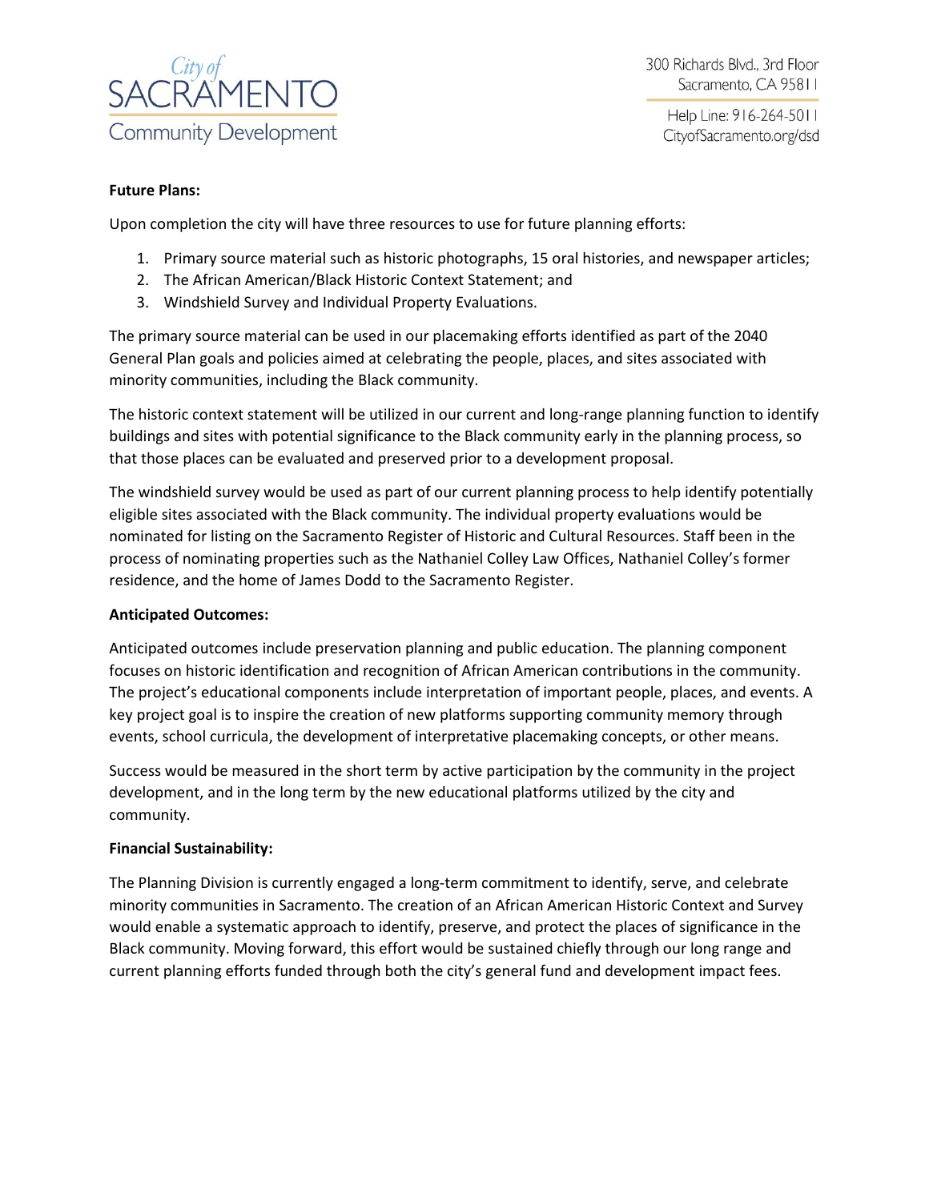**Future Plans:**

Upon completion the city will have three resources to use for future planning efforts:

1. Primary source material such as historic photographs, 15 oral histories, and newspaper articles;
2. The African American/Black Historic Context Statement; and
3. Windshield Survey and Individual Property Evaluations.

The primary source material can be used in our placemaking efforts identified as part of the 2040 General Plan goals and policies aimed at celebrating the people, places, and sites associated with minority communities, including the Black community.

The historic context statement will be utilized in our current and long-range planning function to identify buildings and sites with potential significance to the Black community early in the planning process, so that those places can be evaluated and preserved prior to a development proposal.

The windshield survey would be used as part of our current planning process to help identify potentially eligible sites associated with the Black community. The individual property evaluations would be nominated for listing on the Sacramento Register of Historic and Cultural Resources. Staff been in the process of nominating properties such as the Nathaniel Colley Law Offices, Nathaniel Colley's former residence, and the home of James Dodd to the Sacramento Register.

**Anticipated Outcomes:**

Anticipated outcomes include preservation planning and public education. The planning component focuses on historic identification and recognition of African American contributions in the community. The project's educational components include interpretation of important people, places, and events. A key project goal is to inspire the creation of new platforms supporting community memory through events, school curricula, the development of interpretative placemaking concepts, or other means.

Success would be measured in the short term by active participation by the community in the project development, and in the long term by the new educational platforms utilized by the city and community.

**Financial Sustainability:**

The Planning Division is currently engaged a long-term commitment to identify, serve, and celebrate minority communities in Sacramento. The creation of an African American Historic Context and Survey would enable a systematic approach to identify, preserve, and protect the places of significance in the Black community. Moving forward, this effort would be sustained chiefly through our long range and current planning efforts funded through both the city's general fund and development impact fees.